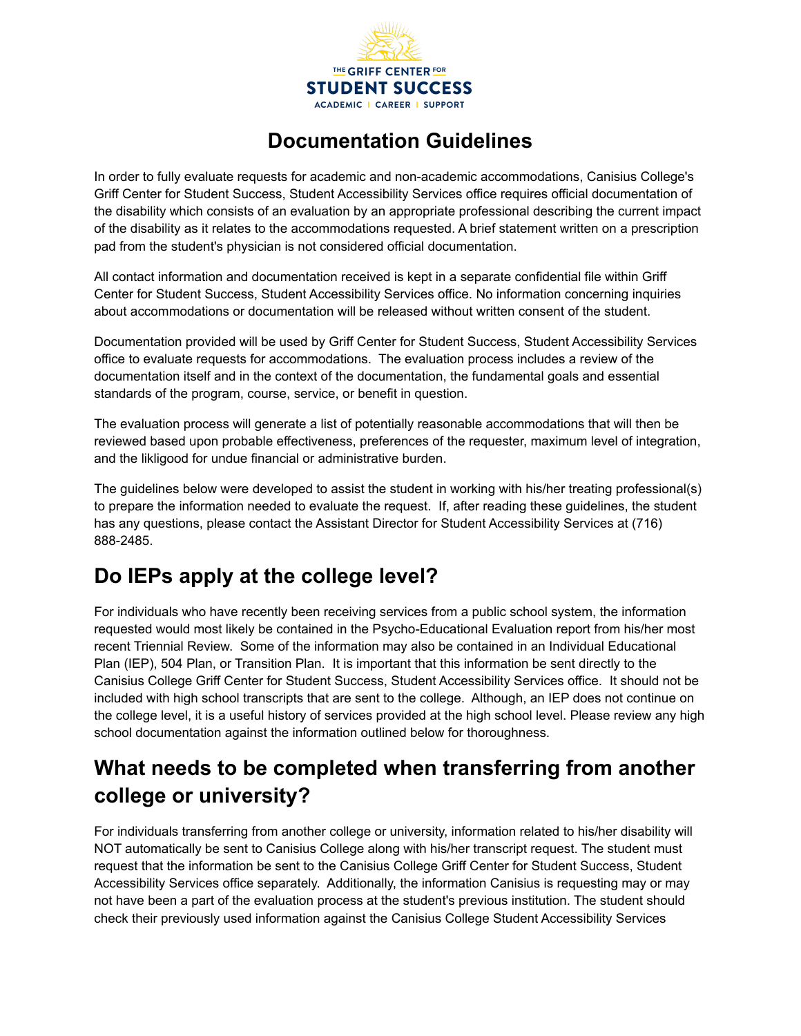# Documentation Guidelines

In order to fully evaluate requests for academic and non-academic accommodations, Canisius College's Griff Center for Student Success, Student Accessibility Services office requires official documentation of the disability which consists of an evaluation by an appropriate professional describing the current impact of the disability as it relates to the accommodations requested. A brief statement written on a prescription pad from the student's physician is not considered official documentation.

All contact information and documentation received is kept in a separate confidential file within Griff Center for Student Success, Student Accessibility Services office. No information concerning inquiries about accommodations or documentation will be released without written consent of the student.

Documentation provided will be used by Griff Center for Student Success, Student Accessibility Services office to evaluate requests for accommodations. The evaluation process includes a review of the documentation itself and in the context of the documentation, the fundamental goals and essential standards of the program, course, service, or benefit in question.

The evaluation process will generate a list of potentially reasonable accommodations that will then be reviewed based upon probable effectiveness, preferences of the requester, maximum level of integration, and the likligood for undue financial or administrative burden.

The guidelines below were developed to assist the student in working with his/her treating professional(s) to prepare the information needed to evaluate the request. If, after reading these guidelines, the student has any questions, please contact the Assistant Director for Student Accessibility Services at (716) 888-2485.

## Do IEPs apply at the college level?

For individuals who have recently been receiving services from a public school system, the information requested would most likely be contained in the Psycho-Educational Evaluation report from his/her most recent Triennial Review. Some of the information may also be contained in an Individual Educational Plan (IEP), 504 Plan, or Transition Plan. It is important that this information be sent directly to the Canisius College Griff Center for Student Success, Student Accessibility Services office. It should not be included with high school transcripts that are sent to the college. Although, an IEP does not continue on the college level, it is a useful history of services provided at the high school level. Please review any high school documentation against the information outlined below for thoroughness.

## What needs to be completed when transferring from another college or university?

For individuals transferring from another college or university, information related to his/her disability will NOT automatically be sent to Canisius College along with his/her transcript request. The student must request that the information be sent to the Canisius College Griff Center for Student Success, Student Accessibility Services office separately. Additionally, the information Canisius is requesting may or may not have been a part of the evaluation process at the student's previous institution. The student should check their previously used information against the Canisius College Student Accessibility Services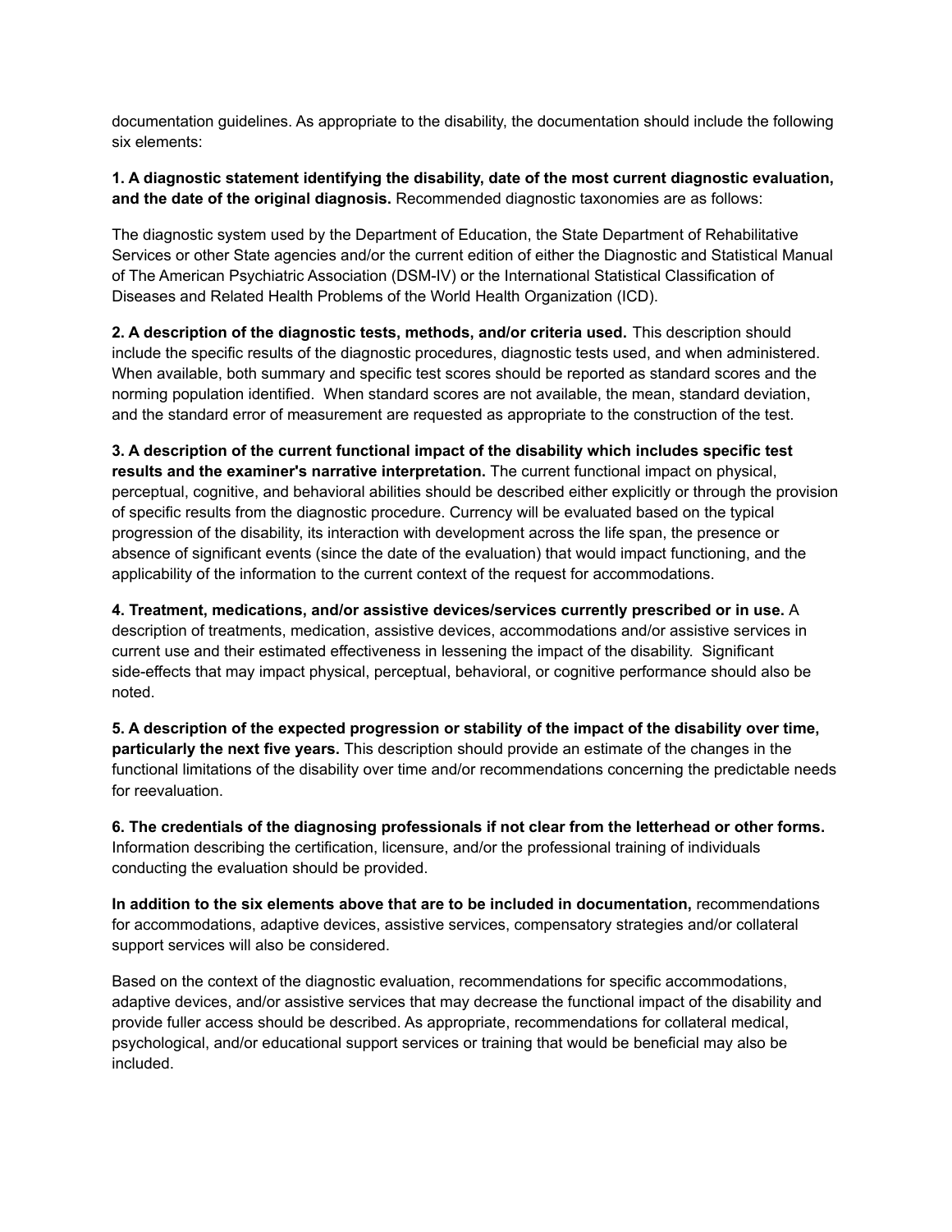documentation guidelines. As appropriate to the disability, the documentation should include the following six elements:

**1. A diagnostic statement identifying the disability, date of the most current diagnostic evaluation, and the date of the original diagnosis.** Recommended diagnostic taxonomies are as follows:

The diagnostic system used by the Department of Education, the State Department of Rehabilitative Services or other State agencies and/or the current edition of either the Diagnostic and Statistical Manual of The American Psychiatric Association (DSM-IV) or the International Statistical Classification of Diseases and Related Health Problems of the World Health Organization (ICD).

**2. A description of the diagnostic tests, methods, and/or criteria used.** This description should include the specific results of the diagnostic procedures, diagnostic tests used, and when administered. When available, both summary and specific test scores should be reported as standard scores and the norming population identified. When standard scores are not available, the mean, standard deviation, and the standard error of measurement are requested as appropriate to the construction of the test.

**3. A description of the current functional impact of the disability which includes specific test results and the examiner's narrative interpretation.** The current functional impact on physical, perceptual, cognitive, and behavioral abilities should be described either explicitly or through the provision of specific results from the diagnostic procedure. Currency will be evaluated based on the typical progression of the disability, its interaction with development across the life span, the presence or absence of significant events (since the date of the evaluation) that would impact functioning, and the applicability of the information to the current context of the request for accommodations.

**4. Treatment, medications, and/or assistive devices/services currently prescribed or in use.** A description of treatments, medication, assistive devices, accommodations and/or assistive services in current use and their estimated effectiveness in lessening the impact of the disability. Significant side-effects that may impact physical, perceptual, behavioral, or cognitive performance should also be noted.

**5. A description of the expected progression or stability of the impact of the disability over time, particularly the next five years.** This description should provide an estimate of the changes in the functional limitations of the disability over time and/or recommendations concerning the predictable needs for reevaluation.

**6. The credentials of the diagnosing professionals if not clear from the letterhead or other forms.** Information describing the certification, licensure, and/or the professional training of individuals conducting the evaluation should be provided.

**In addition to the six elements above that are to be included in documentation,** recommendations for accommodations, adaptive devices, assistive services, compensatory strategies and/or collateral support services will also be considered.

Based on the context of the diagnostic evaluation, recommendations for specific accommodations, adaptive devices, and/or assistive services that may decrease the functional impact of the disability and provide fuller access should be described. As appropriate, recommendations for collateral medical, psychological, and/or educational support services or training that would be beneficial may also be included.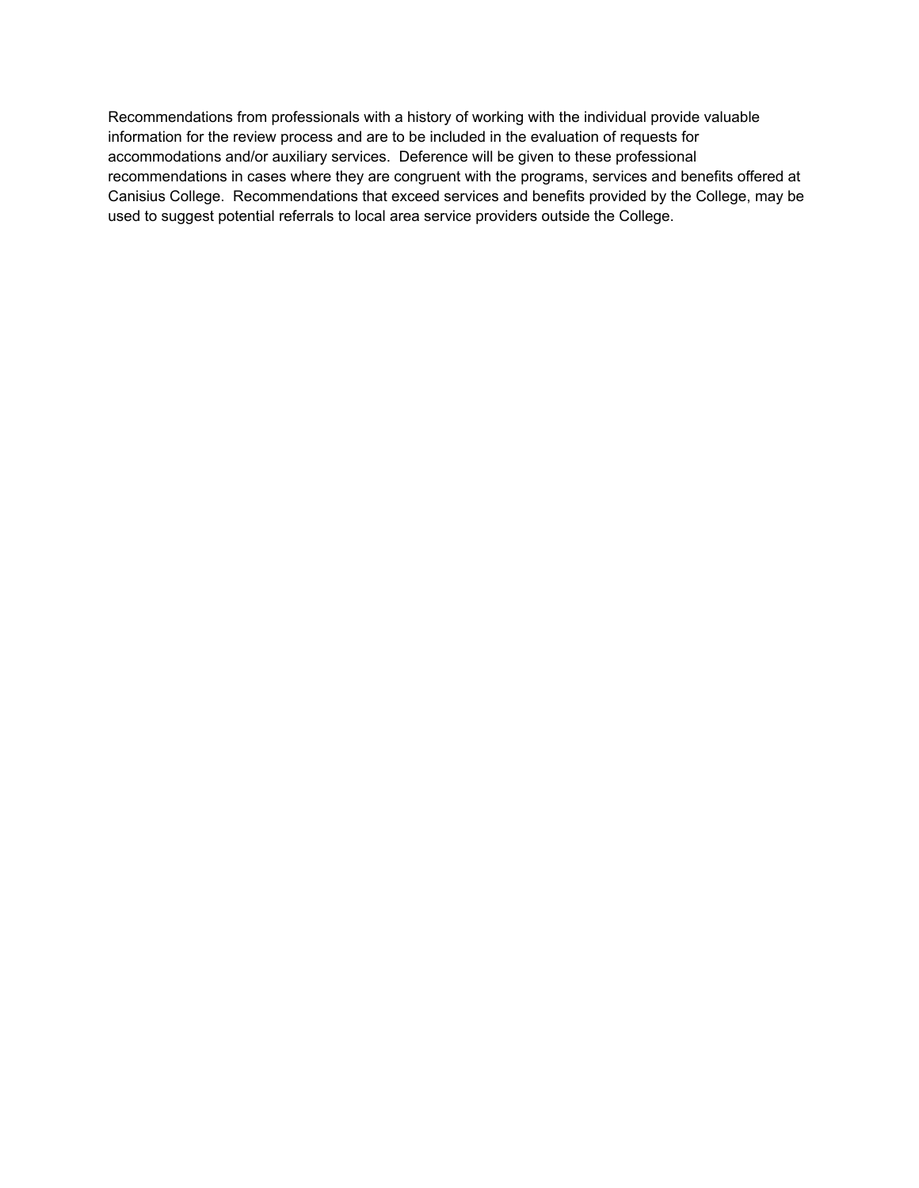Recommendations from professionals with a history of working with the individual provide valuable information for the review process and are to be included in the evaluation of requests for accommodations and/or auxiliary services. Deference will be given to these professional recommendations in cases where they are congruent with the programs, services and benefits offered at Canisius College. Recommendations that exceed services and benefits provided by the College, may be used to suggest potential referrals to local area service providers outside the College.